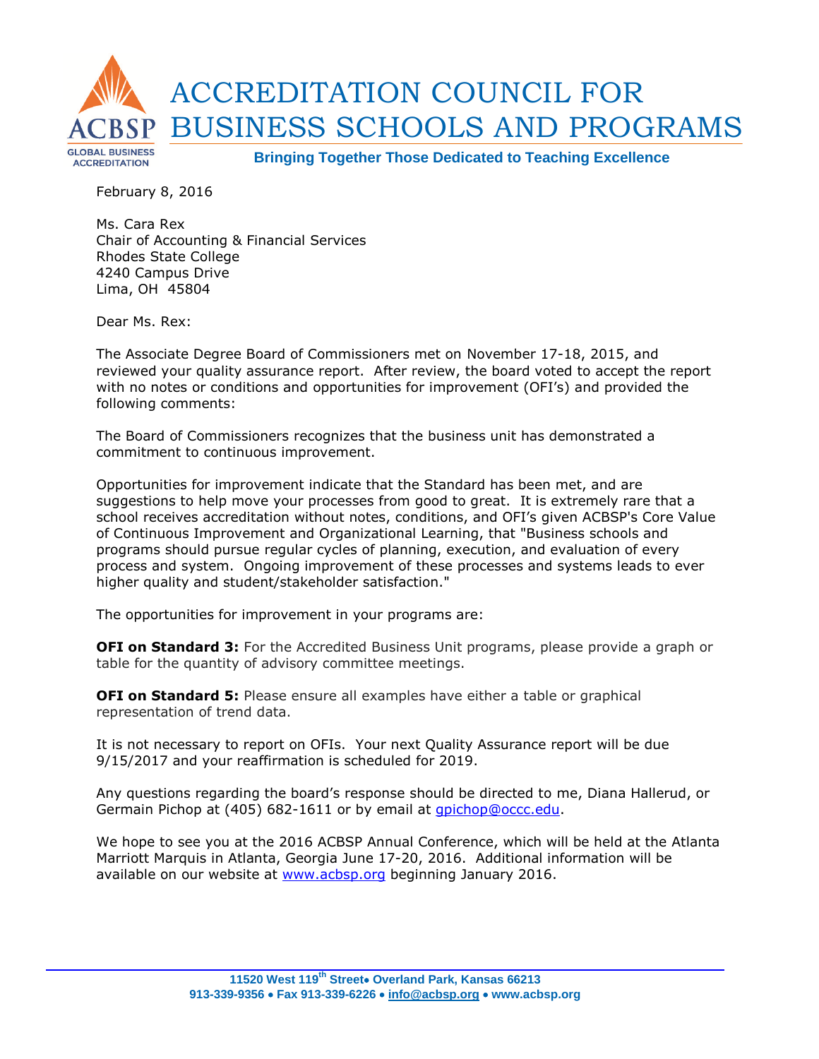# ACCREDITATION COUNCIL FOR BUSINESS SCHOOLS AND PROGRAMS

**Bringing Together Those Dedicated to Teaching Excellence**

February 8, 2016

Ms. Cara Rex
Chair of Accounting & Financial Services
Rhodes State College
4240 Campus Drive
Lima, OH 45804

Dear Ms. Rex:

The Associate Degree Board of Commissioners met on November 17-18, 2015, and reviewed your quality assurance report. After review, the board voted to accept the report with no notes or conditions and opportunities for improvement (OFI's) and provided the following comments:

The Board of Commissioners recognizes that the business unit has demonstrated a commitment to continuous improvement.

Opportunities for improvement indicate that the Standard has been met, and are suggestions to help move your processes from good to great. It is extremely rare that a school receives accreditation without notes, conditions, and OFI's given ACBSP's Core Value of Continuous Improvement and Organizational Learning, that "Business schools and programs should pursue regular cycles of planning, execution, and evaluation of every process and system. Ongoing improvement of these processes and systems leads to ever higher quality and student/stakeholder satisfaction."

The opportunities for improvement in your programs are:

**OFI on Standard 3:** For the Accredited Business Unit programs, please provide a graph or table for the quantity of advisory committee meetings.

**OFI on Standard 5:** Please ensure all examples have either a table or graphical representation of trend data.

It is not necessary to report on OFIs. Your next Quality Assurance report will be due 9/15/2017 and your reaffirmation is scheduled for 2019.

Any questions regarding the board's response should be directed to me, Diana Hallerud, or Germain Pichop at (405) 682-1611 or by email at gpichop@occc.edu.

We hope to see you at the 2016 ACBSP Annual Conference, which will be held at the Atlanta Marriott Marquis in Atlanta, Georgia June 17-20, 2016. Additional information will be available on our website at www.acbsp.org beginning January 2016.

11520 West 119th Street • Overland Park, Kansas 66213
913-339-9356 • Fax 913-339-6226 • info@acbsp.org • www.acbsp.org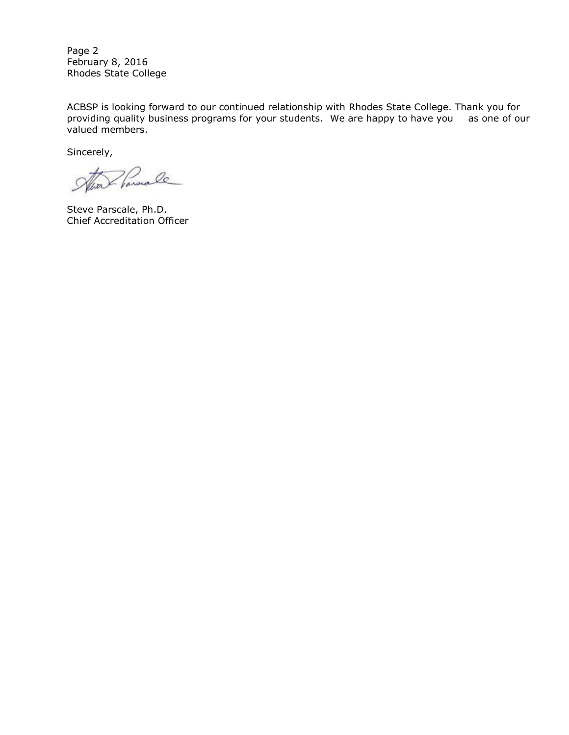Page 2
February 8, 2016
Rhodes State College

ACBSP is looking forward to our continued relationship with Rhodes State College. Thank you for providing quality business programs for your students. We are happy to have you as one of our valued members.

Sincerely,

Steve Parscale, Ph.D.
Chief Accreditation Officer